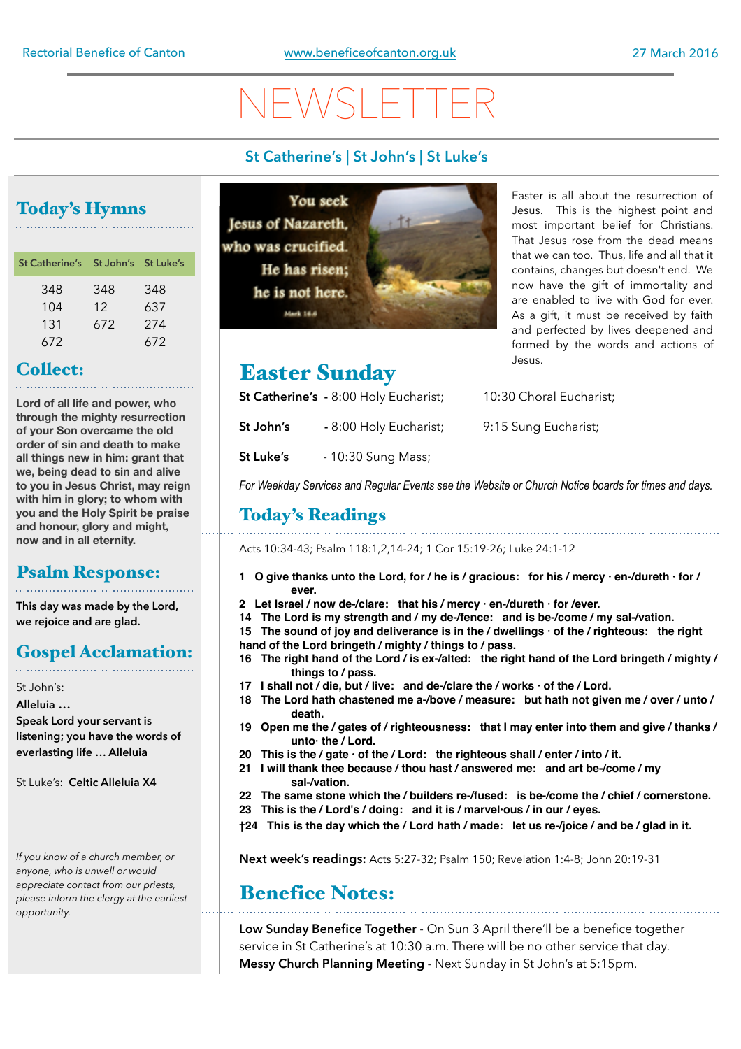Rectorial Benefice of Canton | www.beneficeofcanton.org.uk | 27 March 2016

# NEWSLETTER

**St Catherine's | St John's | St Luke's**

## Today's Hymns

| St Catherine's | St John's | St Luke's |
|---|---|---|
| 348 | 348 | 348 |
| 104 | 12 | 637 |
| 131 | 672 | 274 |
| 672 | | 672 |

## Collect:

**Lord of all life and power, who through the mighty resurrection of your Son overcame the old order of sin and death to make all things new in him: grant that we, being dead to sin and alive to you in Jesus Christ, may reign with him in glory; to whom with you and the Holy Spirit be praise and honour, glory and might, now and in all eternity.**

## Psalm Response:

**This day was made by the Lord, we rejoice and are glad.**

## Gospel Acclamation:

St John's:

**Alleluia …**

**Speak Lord your servant is listening; you have the words of everlasting life … Alleluia**

St Luke's: **Celtic Alleluia X4**

*If you know of a church member, or anyone, who is unwell or would appreciate contact from our priests, please inform the clergy at the earliest opportunity.*

You seek Jesus of Nazareth, who was crucified. He has risen; he is not here.
Mark 16:6

Easter is all about the resurrection of Jesus. This is the highest point and most important belief for Christians. That Jesus rose from the dead means that we can too. Thus, life and all that it contains, changes but doesn't end. We now have the gift of immortality and are enabled to live with God for ever. As a gift, it must be received by faith and perfected by lives deepened and formed by the words and actions of Jesus.

## Easter Sunday

**St Catherine's** - 8:00 Holy Eucharist; 10:30 Choral Eucharist;

**St John's** - 8:00 Holy Eucharist; 9:15 Sung Eucharist;

**St Luke's** - 10:30 Sung Mass;

*For Weekday Services and Regular Events see the Website or Church Notice boards for times and days.*

## Today's Readings

Acts 10:34-43; Psalm 118:1,2,14-24; 1 Cor 15:19-26; Luke 24:1-12

**1 O give thanks unto the Lord, for / he is / gracious: for his / mercy · en-/dureth · for / ever.**
**2 Let Israel / now de-/clare: that his / mercy · en-/dureth · for /ever.**
**14 The Lord is my strength and / my de-/fence: and is be-/come / my sal-/vation.**
**15 The sound of joy and deliverance is in the / dwellings · of the / righteous: the right hand of the Lord bringeth / mighty / things to / pass.**
**16 The right hand of the Lord / is ex-/alted: the right hand of the Lord bringeth / mighty / things to / pass.**
**17 I shall not / die, but / live: and de-/clare the / works · of the / Lord.**
**18 The Lord hath chastened me a-/bove / measure: but hath not given me / over / unto / death.**
**19 Open me the / gates of / righteousness: that I may enter into them and give / thanks / unto· the / Lord.**
**20 This is the / gate · of the / Lord: the righteous shall / enter / into / it.**
**21 I will thank thee because / thou hast / answered me: and art be-/come / my sal-/vation.**
**22 The same stone which the / builders re-/fused: is be-/come the / chief / cornerstone.**
**23 This is the / Lord's / doing: and it is / marvel·ous / in our / eyes.**
**†24 This is the day which the / Lord hath / made: let us re-/joice / and be / glad in it.**

**Next week's readings:** Acts 5:27-32; Psalm 150; Revelation 1:4-8; John 20:19-31

## Benefice Notes:

**Low Sunday Benefice Together** - On Sun 3 April there'll be a benefice together service in St Catherine's at 10:30 a.m. There will be no other service that day.
**Messy Church Planning Meeting** - Next Sunday in St John's at 5:15pm.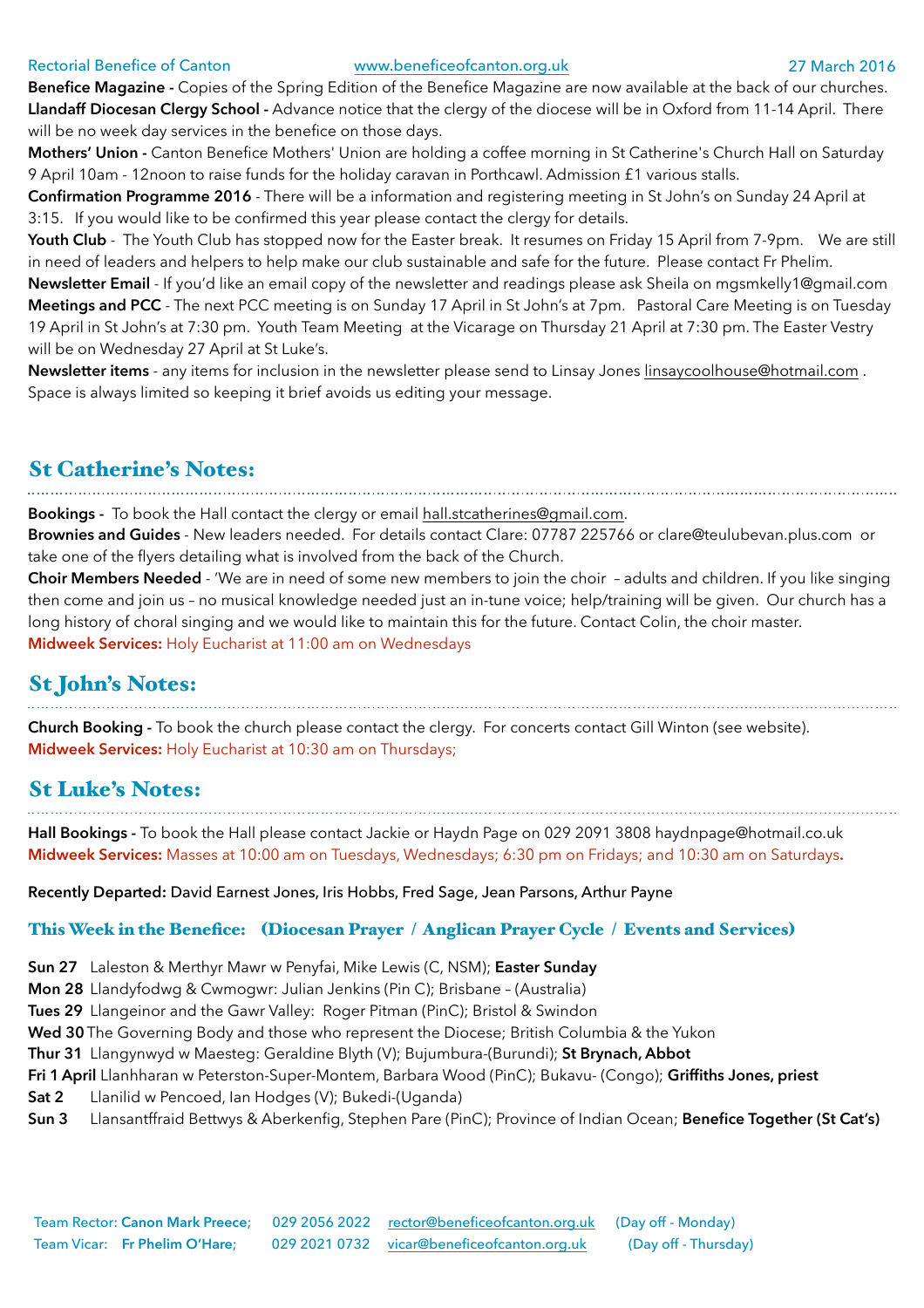**Benefice Magazine -** Copies of the Spring Edition of the Benefice Magazine are now available at the back of our churches.
**Llandaff Diocesan Clergy School -** Advance notice that the clergy of the diocese will be in Oxford from 11-14 April. There will be no week day services in the benefice on those days.
**Mothers' Union -** Canton Benefice Mothers' Union are holding a coffee morning in St Catherine's Church Hall on Saturday 9 April 10am - 12noon to raise funds for the holiday caravan in Porthcawl. Admission £1 various stalls.
**Confirmation Programme 2016** - There will be a information and registering meeting in St John's on Sunday 24 April at 3:15. If you would like to be confirmed this year please contact the clergy for details.
**Youth Club** - The Youth Club has stopped now for the Easter break. It resumes on Friday 15 April from 7-9pm. We are still in need of leaders and helpers to help make our club sustainable and safe for the future. Please contact Fr Phelim.
**Newsletter Email** - If you'd like an email copy of the newsletter and readings please ask Sheila on mgsmkelly1@gmail.com
**Meetings and PCC** - The next PCC meeting is on Sunday 17 April in St John's at 7pm. Pastoral Care Meeting is on Tuesday 19 April in St John's at 7:30 pm. Youth Team Meeting at the Vicarage on Thursday 21 April at 7:30 pm. The Easter Vestry will be on Wednesday 27 April at St Luke's.
**Newsletter items** - any items for inclusion in the newsletter please send to Linsay Jones linsaycoolhouse@hotmail.com . Space is always limited so keeping it brief avoids us editing your message.

## St Catherine's Notes:

**Bookings -** To book the Hall contact the clergy or email hall.stcatherines@gmail.com.
**Brownies and Guides** - New leaders needed. For details contact Clare: 07787 225766 or clare@teulubevan.plus.com or take one of the flyers detailing what is involved from the back of the Church.
**Choir Members Needed** - 'We are in need of some new members to join the choir – adults and children. If you like singing then come and join us – no musical knowledge needed just an in-tune voice; help/training will be given. Our church has a long history of choral singing and we would like to maintain this for the future. Contact Colin, the choir master.
**Midweek Services:** Holy Eucharist at 11:00 am on Wednesdays

## St John's Notes:

**Church Booking -** To book the church please contact the clergy. For concerts contact Gill Winton (see website).
**Midweek Services:** Holy Eucharist at 10:30 am on Thursdays;

## St Luke's Notes:

**Hall Bookings -** To book the Hall please contact Jackie or Haydn Page on 029 2091 3808 haydnpage@hotmail.co.uk
**Midweek Services:** Masses at 10:00 am on Tuesdays, Wednesdays; 6:30 pm on Fridays; and 10:30 am on Saturdays.

**Recently Departed:** David Earnest Jones, Iris Hobbs, Fred Sage, Jean Parsons, Arthur Payne

### This Week in the Benefice: (Diocesan Prayer / Anglican Prayer Cycle / Events and Services)

**Sun 27** Laleston & Merthyr Mawr w Penyfai, Mike Lewis (C, NSM); **Easter Sunday**
**Mon 28** Llandyfodwg & Cwmogwr: Julian Jenkins (Pin C); Brisbane – (Australia)
**Tues 29** Llangeinor and the Gawr Valley: Roger Pitman (PinC); Bristol & Swindon
**Wed 30** The Governing Body and those who represent the Diocese; British Columbia & the Yukon
**Thur 31** Llangynwyd w Maesteg: Geraldine Blyth (V); Bujumbura-(Burundi); **St Brynach, Abbot**
**Fri 1 April** Llanhharan w Peterston-Super-Montem, Barbara Wood (PinC); Bukavu- (Congo); **Griffiths Jones, priest**
**Sat 2** Llanilid w Pencoed, Ian Hodges (V); Bukedi-(Uganda)
**Sun 3** Llansantffraid Bettwys & Aberkenfig, Stephen Pare (PinC); Province of Indian Ocean; **Benefice Together (St Cat's)**

Team Rector: **Canon Mark Preece;** 029 2056 2022 rector@beneficeofcanton.org.uk (Day off - Monday)
Team Vicar: **Fr Phelim O'Hare;** 029 2021 0732 vicar@beneficeofcanton.org.uk (Day off - Thursday)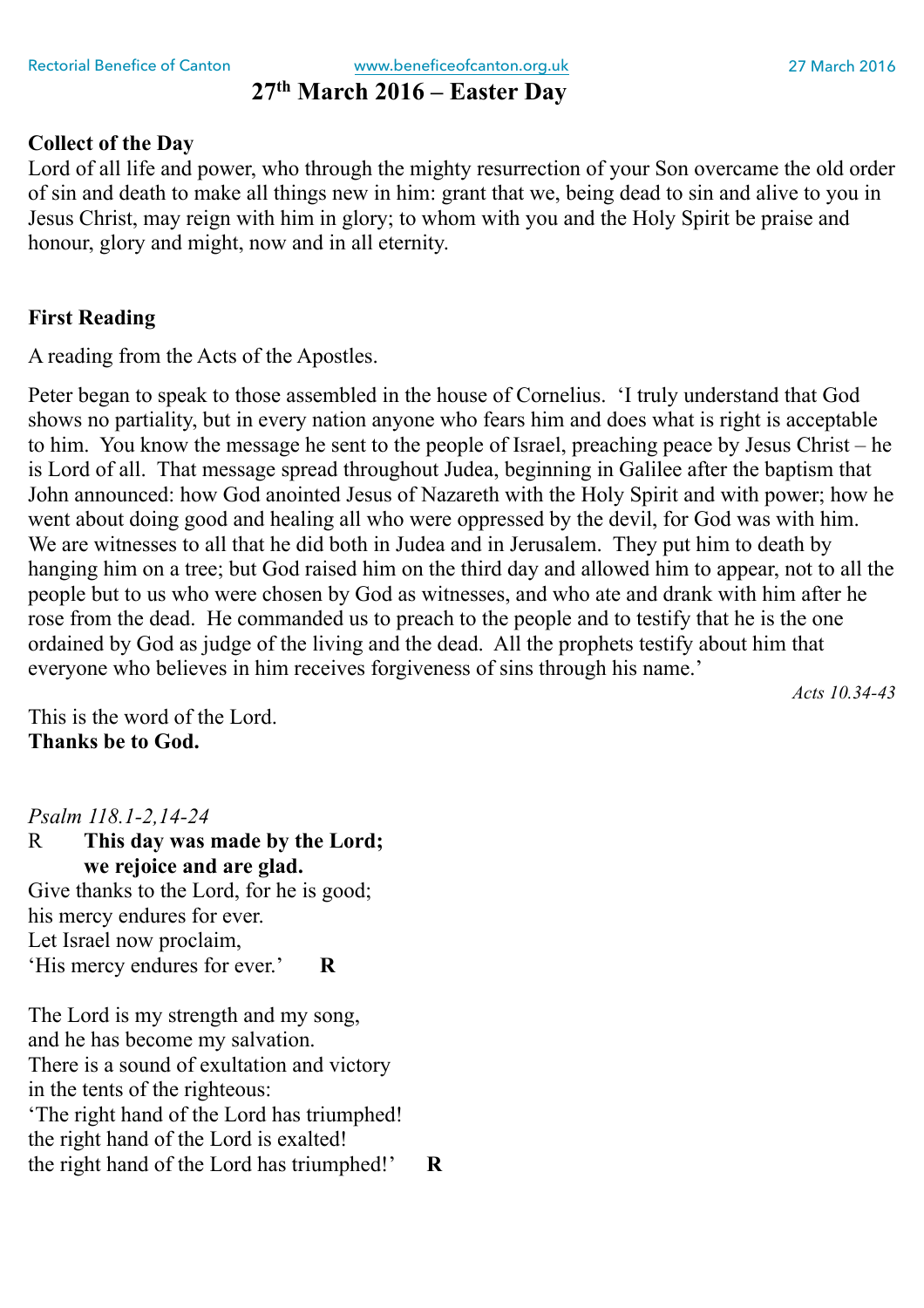# 27th March 2016 – Easter Day

**Collect of the Day**
Lord of all life and power, who through the mighty resurrection of your Son overcame the old order of sin and death to make all things new in him: grant that we, being dead to sin and alive to you in Jesus Christ, may reign with him in glory; to whom with you and the Holy Spirit be praise and honour, glory and might, now and in all eternity.

**First Reading**

A reading from the Acts of the Apostles.

Peter began to speak to those assembled in the house of Cornelius. 'I truly understand that God shows no partiality, but in every nation anyone who fears him and does what is right is acceptable to him. You know the message he sent to the people of Israel, preaching peace by Jesus Christ – he is Lord of all. That message spread throughout Judea, beginning in Galilee after the baptism that John announced: how God anointed Jesus of Nazareth with the Holy Spirit and with power; how he went about doing good and healing all who were oppressed by the devil, for God was with him. We are witnesses to all that he did both in Judea and in Jerusalem. They put him to death by hanging him on a tree; but God raised him on the third day and allowed him to appear, not to all the people but to us who were chosen by God as witnesses, and who ate and drank with him after he rose from the dead. He commanded us to preach to the people and to testify that he is the one ordained by God as judge of the living and the dead. All the prophets testify about him that everyone who believes in him receives forgiveness of sins through his name.'

*Acts 10.34-43*

This is the word of the Lord.
**Thanks be to God.**

*Psalm 118.1-2,14-24*

R **This day was made by the Lord;**
**we rejoice and are glad.**

Give thanks to the Lord, for he is good;
his mercy endures for ever.
Let Israel now proclaim,
'His mercy endures for ever.' **R**

The Lord is my strength and my song,
and he has become my salvation.
There is a sound of exultation and victory
in the tents of the righteous:
'The right hand of the Lord has triumphed!
the right hand of the Lord is exalted!
the right hand of the Lord has triumphed!' **R**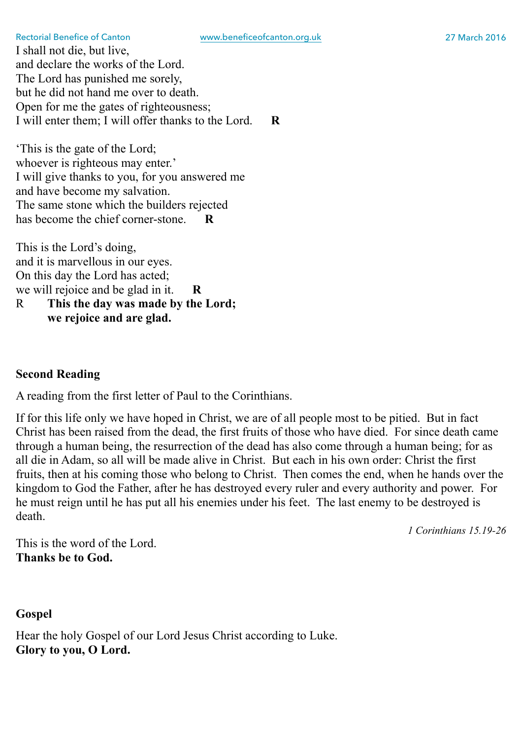I shall not die, but live,
and declare the works of the Lord.
The Lord has punished me sorely,
but he did not hand me over to death.
Open for me the gates of righteousness;
I will enter them; I will offer thanks to the Lord. **R**

'This is the gate of the Lord;
whoever is righteous may enter.'
I will give thanks to you, for you answered me
and have become my salvation.
The same stone which the builders rejected
has become the chief corner-stone. **R**

This is the Lord's doing,
and it is marvellous in our eyes.
On this day the Lord has acted;
we will rejoice and be glad in it. **R**

R **This the day was made by the Lord;**
**we rejoice and are glad.**

**Second Reading**

A reading from the first letter of Paul to the Corinthians.

If for this life only we have hoped in Christ, we are of all people most to be pitied. But in fact Christ has been raised from the dead, the first fruits of those who have died. For since death came through a human being, the resurrection of the dead has also come through a human being; for as all die in Adam, so all will be made alive in Christ. But each in his own order: Christ the first fruits, then at his coming those who belong to Christ. Then comes the end, when he hands over the kingdom to God the Father, after he has destroyed every ruler and every authority and power. For he must reign until he has put all his enemies under his feet. The last enemy to be destroyed is death.

*1 Corinthians 15.19-26*

This is the word of the Lord.
**Thanks be to God.**

**Gospel**

Hear the holy Gospel of our Lord Jesus Christ according to Luke.
**Glory to you, O Lord.**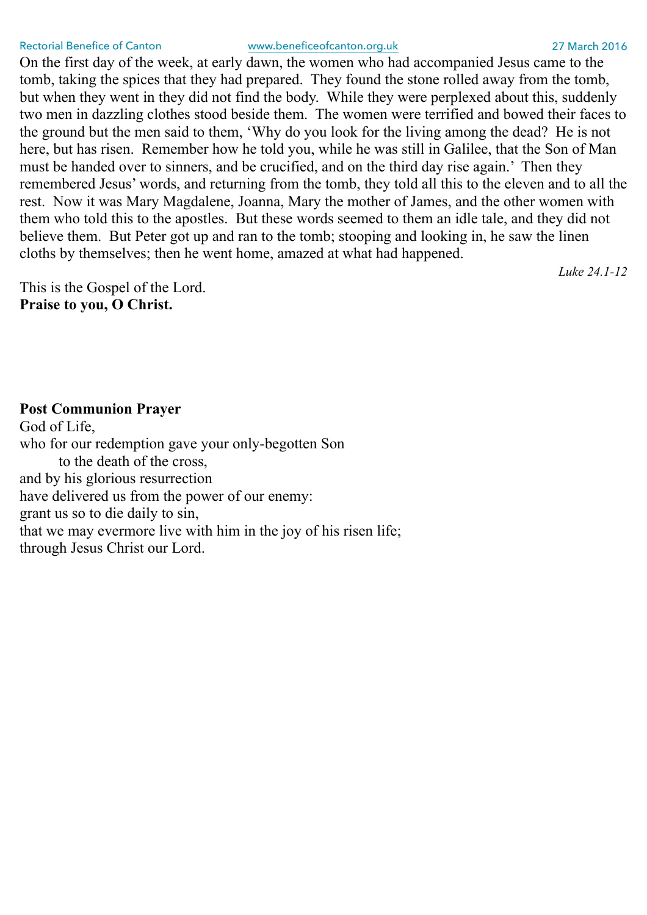On the first day of the week, at early dawn, the women who had accompanied Jesus came to the tomb, taking the spices that they had prepared. They found the stone rolled away from the tomb, but when they went in they did not find the body. While they were perplexed about this, suddenly two men in dazzling clothes stood beside them. The women were terrified and bowed their faces to the ground but the men said to them, 'Why do you look for the living among the dead? He is not here, but has risen. Remember how he told you, while he was still in Galilee, that the Son of Man must be handed over to sinners, and be crucified, and on the third day rise again.' Then they remembered Jesus' words, and returning from the tomb, they told all this to the eleven and to all the rest. Now it was Mary Magdalene, Joanna, Mary the mother of James, and the other women with them who told this to the apostles. But these words seemed to them an idle tale, and they did not believe them. But Peter got up and ran to the tomb; stooping and looking in, he saw the linen cloths by themselves; then he went home, amazed at what had happened.

*Luke 24.1-12*

This is the Gospel of the Lord.
**Praise to you, O Christ.**

**Post Communion Prayer**

God of Life,
who for our redemption gave your only-begotten Son
    to the death of the cross,
and by his glorious resurrection
have delivered us from the power of our enemy:
grant us so to die daily to sin,
that we may evermore live with him in the joy of his risen life;
through Jesus Christ our Lord.